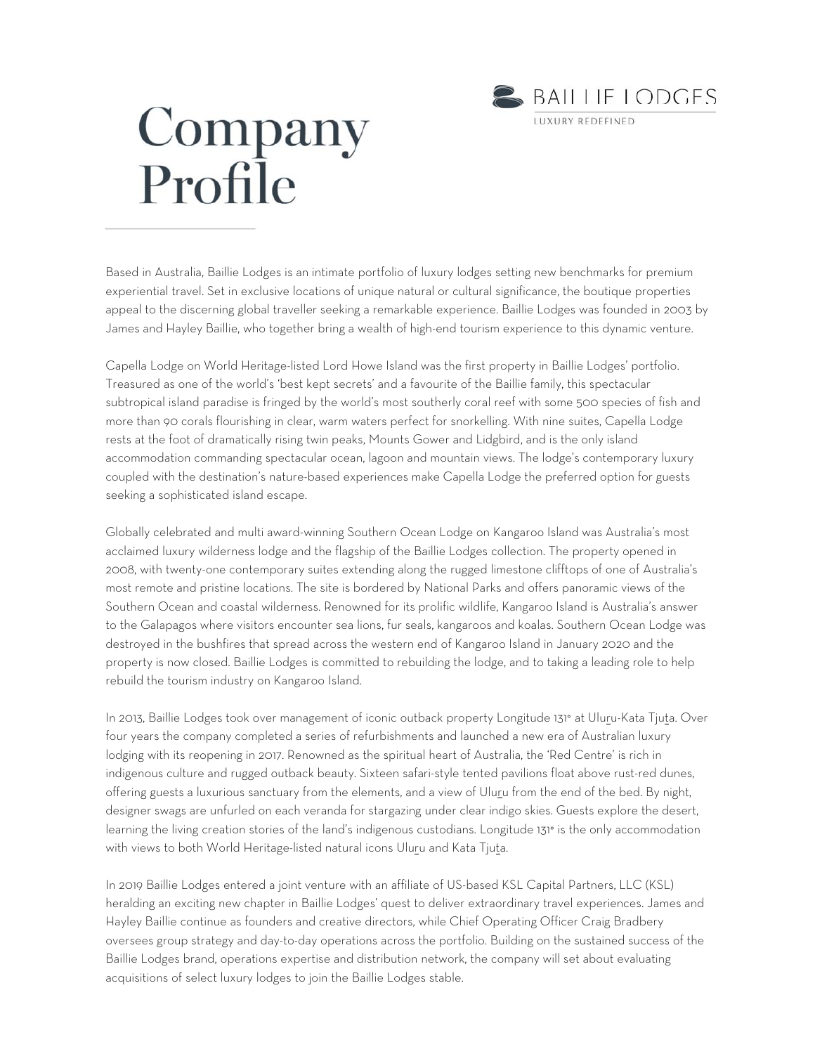# Company Profile

BAILLIE LODGES
LUXURY REDEFINED

Based in Australia, Baillie Lodges is an intimate portfolio of luxury lodges setting new benchmarks for premium experiential travel. Set in exclusive locations of unique natural or cultural significance, the boutique properties appeal to the discerning global traveller seeking a remarkable experience. Baillie Lodges was founded in 2003 by James and Hayley Baillie, who together bring a wealth of high-end tourism experience to this dynamic venture.

Capella Lodge on World Heritage-listed Lord Howe Island was the first property in Baillie Lodges' portfolio. Treasured as one of the world's 'best kept secrets' and a favourite of the Baillie family, this spectacular subtropical island paradise is fringed by the world's most southerly coral reef with some 500 species of fish and more than 90 corals flourishing in clear, warm waters perfect for snorkelling. With nine suites, Capella Lodge rests at the foot of dramatically rising twin peaks, Mounts Gower and Lidgbird, and is the only island accommodation commanding spectacular ocean, lagoon and mountain views. The lodge's contemporary luxury coupled with the destination's nature-based experiences make Capella Lodge the preferred option for guests seeking a sophisticated island escape.

Globally celebrated and multi award-winning Southern Ocean Lodge on Kangaroo Island was Australia's most acclaimed luxury wilderness lodge and the flagship of the Baillie Lodges collection. The property opened in 2008, with twenty-one contemporary suites extending along the rugged limestone clifftops of one of Australia's most remote and pristine locations. The site is bordered by National Parks and offers panoramic views of the Southern Ocean and coastal wilderness. Renowned for its prolific wildlife, Kangaroo Island is Australia's answer to the Galapagos where visitors encounter sea lions, fur seals, kangaroos and koalas. Southern Ocean Lodge was destroyed in the bushfires that spread across the western end of Kangaroo Island in January 2020 and the property is now closed. Baillie Lodges is committed to rebuilding the lodge, and to taking a leading role to help rebuild the tourism industry on Kangaroo Island.

In 2013, Baillie Lodges took over management of iconic outback property Longitude 131° at Uluṟu-Kata Tjuṯa. Over four years the company completed a series of refurbishments and launched a new era of Australian luxury lodging with its reopening in 2017. Renowned as the spiritual heart of Australia, the 'Red Centre' is rich in indigenous culture and rugged outback beauty. Sixteen safari-style tented pavilions float above rust-red dunes, offering guests a luxurious sanctuary from the elements, and a view of Uluṟu from the end of the bed. By night, designer swags are unfurled on each veranda for stargazing under clear indigo skies. Guests explore the desert, learning the living creation stories of the land's indigenous custodians. Longitude 131° is the only accommodation with views to both World Heritage-listed natural icons Uluṟu and Kata Tjuṯa.

In 2019 Baillie Lodges entered a joint venture with an affiliate of US-based KSL Capital Partners, LLC (KSL) heralding an exciting new chapter in Baillie Lodges' quest to deliver extraordinary travel experiences. James and Hayley Baillie continue as founders and creative directors, while Chief Operating Officer Craig Bradbery oversees group strategy and day-to-day operations across the portfolio. Building on the sustained success of the Baillie Lodges brand, operations expertise and distribution network, the company will set about evaluating acquisitions of select luxury lodges to join the Baillie Lodges stable.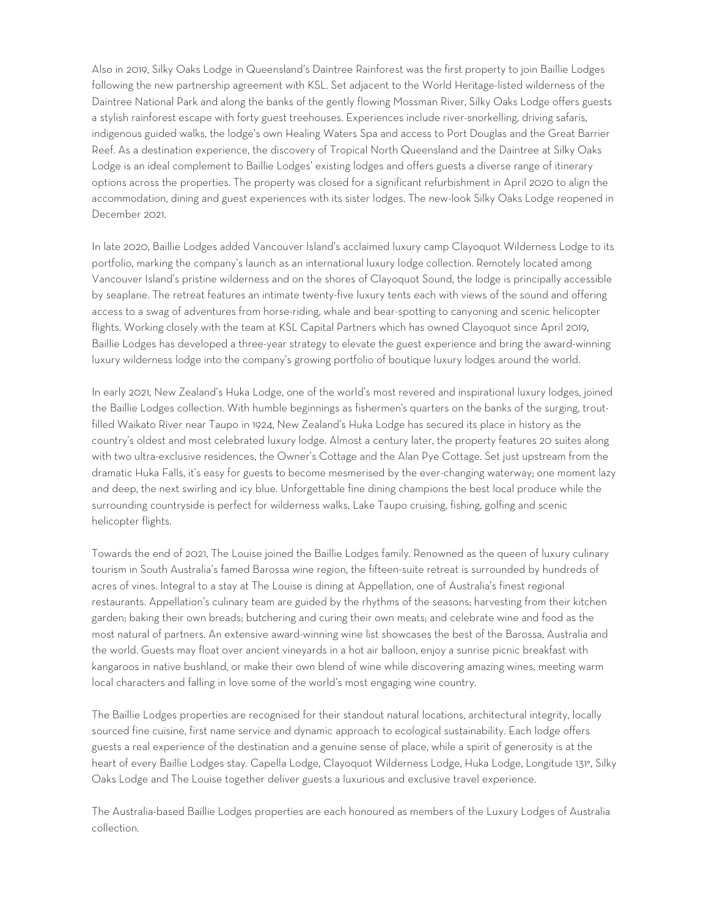Also in 2019, Silky Oaks Lodge in Queensland's Daintree Rainforest was the first property to join Baillie Lodges following the new partnership agreement with KSL. Set adjacent to the World Heritage-listed wilderness of the Daintree National Park and along the banks of the gently flowing Mossman River, Silky Oaks Lodge offers guests a stylish rainforest escape with forty guest treehouses. Experiences include river-snorkelling, driving safaris, indigenous guided walks, the lodge's own Healing Waters Spa and access to Port Douglas and the Great Barrier Reef. As a destination experience, the discovery of Tropical North Queensland and the Daintree at Silky Oaks Lodge is an ideal complement to Baillie Lodges' existing lodges and offers guests a diverse range of itinerary options across the properties. The property was closed for a significant refurbishment in April 2020 to align the accommodation, dining and guest experiences with its sister lodges. The new-look Silky Oaks Lodge reopened in December 2021.

In late 2020, Baillie Lodges added Vancouver Island's acclaimed luxury camp Clayoquot Wilderness Lodge to its portfolio, marking the company's launch as an international luxury lodge collection. Remotely located among Vancouver Island's pristine wilderness and on the shores of Clayoquot Sound, the lodge is principally accessible by seaplane. The retreat features an intimate twenty-five luxury tents each with views of the sound and offering access to a swag of adventures from horse-riding, whale and bear-spotting to canyoning and scenic helicopter flights. Working closely with the team at KSL Capital Partners which has owned Clayoquot since April 2019, Baillie Lodges has developed a three-year strategy to elevate the guest experience and bring the award-winning luxury wilderness lodge into the company's growing portfolio of boutique luxury lodges around the world.

In early 2021, New Zealand's Huka Lodge, one of the world's most revered and inspirational luxury lodges, joined the Baillie Lodges collection. With humble beginnings as fishermen's quarters on the banks of the surging, trout-filled Waikato River near Taupo in 1924, New Zealand's Huka Lodge has secured its place in history as the country's oldest and most celebrated luxury lodge. Almost a century later, the property features 20 suites along with two ultra-exclusive residences, the Owner's Cottage and the Alan Pye Cottage. Set just upstream from the dramatic Huka Falls, it's easy for guests to become mesmerised by the ever-changing waterway; one moment lazy and deep, the next swirling and icy blue. Unforgettable fine dining champions the best local produce while the surrounding countryside is perfect for wilderness walks, Lake Taupo cruising, fishing, golfing and scenic helicopter flights.

Towards the end of 2021, The Louise joined the Baillie Lodges family. Renowned as the queen of luxury culinary tourism in South Australia's famed Barossa wine region, the fifteen-suite retreat is surrounded by hundreds of acres of vines. Integral to a stay at The Louise is dining at Appellation, one of Australia's finest regional restaurants. Appellation's culinary team are guided by the rhythms of the seasons; harvesting from their kitchen garden; baking their own breads; butchering and curing their own meats; and celebrate wine and food as the most natural of partners. An extensive award-winning wine list showcases the best of the Barossa, Australia and the world. Guests may float over ancient vineyards in a hot air balloon, enjoy a sunrise picnic breakfast with kangaroos in native bushland, or make their own blend of wine while discovering amazing wines, meeting warm local characters and falling in love some of the world's most engaging wine country.

The Baillie Lodges properties are recognised for their standout natural locations, architectural integrity, locally sourced fine cuisine, first name service and dynamic approach to ecological sustainability. Each lodge offers guests a real experience of the destination and a genuine sense of place, while a spirit of generosity is at the heart of every Baillie Lodges stay. Capella Lodge, Clayoquot Wilderness Lodge, Huka Lodge, Longitude 131°, Silky Oaks Lodge and The Louise together deliver guests a luxurious and exclusive travel experience.

The Australia-based Baillie Lodges properties are each honoured as members of the Luxury Lodges of Australia collection.